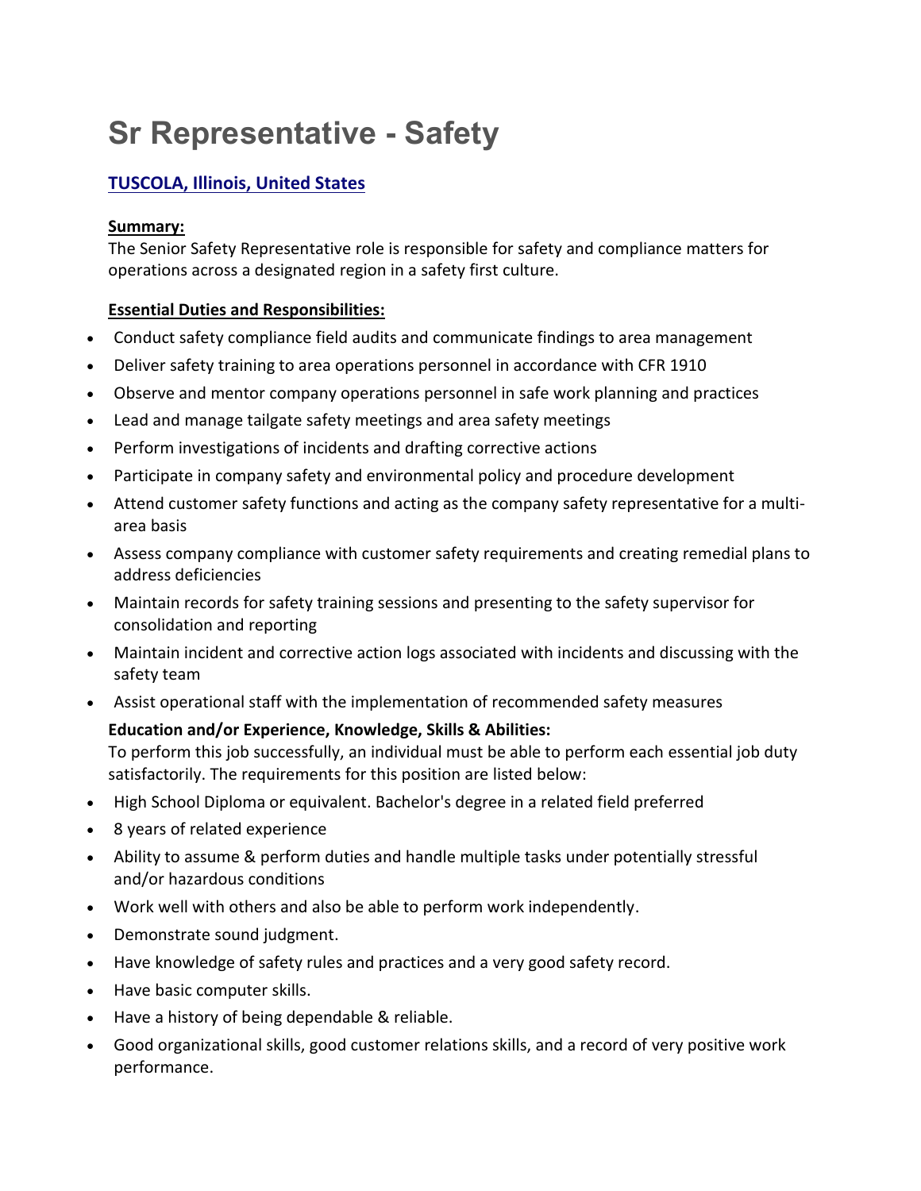# Sr Representative - Safety

**[TUSCOLA, Illinois, United States]()**

**Summary:**

The Senior Safety Representative role is responsible for safety and compliance matters for operations across a designated region in a safety first culture.

**Essential Duties and Responsibilities:**

- Conduct safety compliance field audits and communicate findings to area management
- Deliver safety training to area operations personnel in accordance with CFR 1910
- Observe and mentor company operations personnel in safe work planning and practices
- Lead and manage tailgate safety meetings and area safety meetings
- Perform investigations of incidents and drafting corrective actions
- Participate in company safety and environmental policy and procedure development
- Attend customer safety functions and acting as the company safety representative for a multi-area basis
- Assess company compliance with customer safety requirements and creating remedial plans to address deficiencies
- Maintain records for safety training sessions and presenting to the safety supervisor for consolidation and reporting
- Maintain incident and corrective action logs associated with incidents and discussing with the safety team
- Assist operational staff with the implementation of recommended safety measures

**Education and/or Experience, Knowledge, Skills & Abilities:**

To perform this job successfully, an individual must be able to perform each essential job duty satisfactorily. The requirements for this position are listed below:

- High School Diploma or equivalent. Bachelor's degree in a related field preferred
- 8 years of related experience
- Ability to assume & perform duties and handle multiple tasks under potentially stressful and/or hazardous conditions
- Work well with others and also be able to perform work independently.
- Demonstrate sound judgment.
- Have knowledge of safety rules and practices and a very good safety record.
- Have basic computer skills.
- Have a history of being dependable & reliable.
- Good organizational skills, good customer relations skills, and a record of very positive work performance.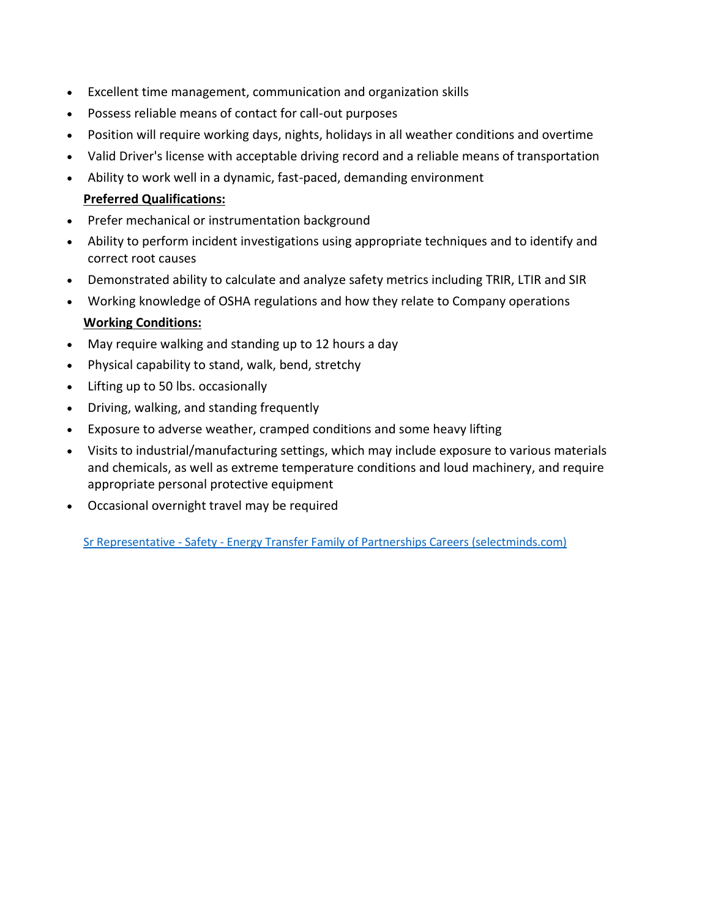- Excellent time management, communication and organization skills
- Possess reliable means of contact for call-out purposes
- Position will require working days, nights, holidays in all weather conditions and overtime
- Valid Driver's license with acceptable driving record and a reliable means of transportation
- Ability to work well in a dynamic, fast-paced, demanding environment

**Preferred Qualifications:**

- Prefer mechanical or instrumentation background
- Ability to perform incident investigations using appropriate techniques and to identify and correct root causes
- Demonstrated ability to calculate and analyze safety metrics including TRIR, LTIR and SIR
- Working knowledge of OSHA regulations and how they relate to Company operations

**Working Conditions:**

- May require walking and standing up to 12 hours a day
- Physical capability to stand, walk, bend, stretchy
- Lifting up to 50 lbs. occasionally
- Driving, walking, and standing frequently
- Exposure to adverse weather, cramped conditions and some heavy lifting
- Visits to industrial/manufacturing settings, which may include exposure to various materials and chemicals, as well as extreme temperature conditions and loud machinery, and require appropriate personal protective equipment
- Occasional overnight travel may be required

Sr Representative - Safety - Energy Transfer Family of Partnerships Careers (selectminds.com)